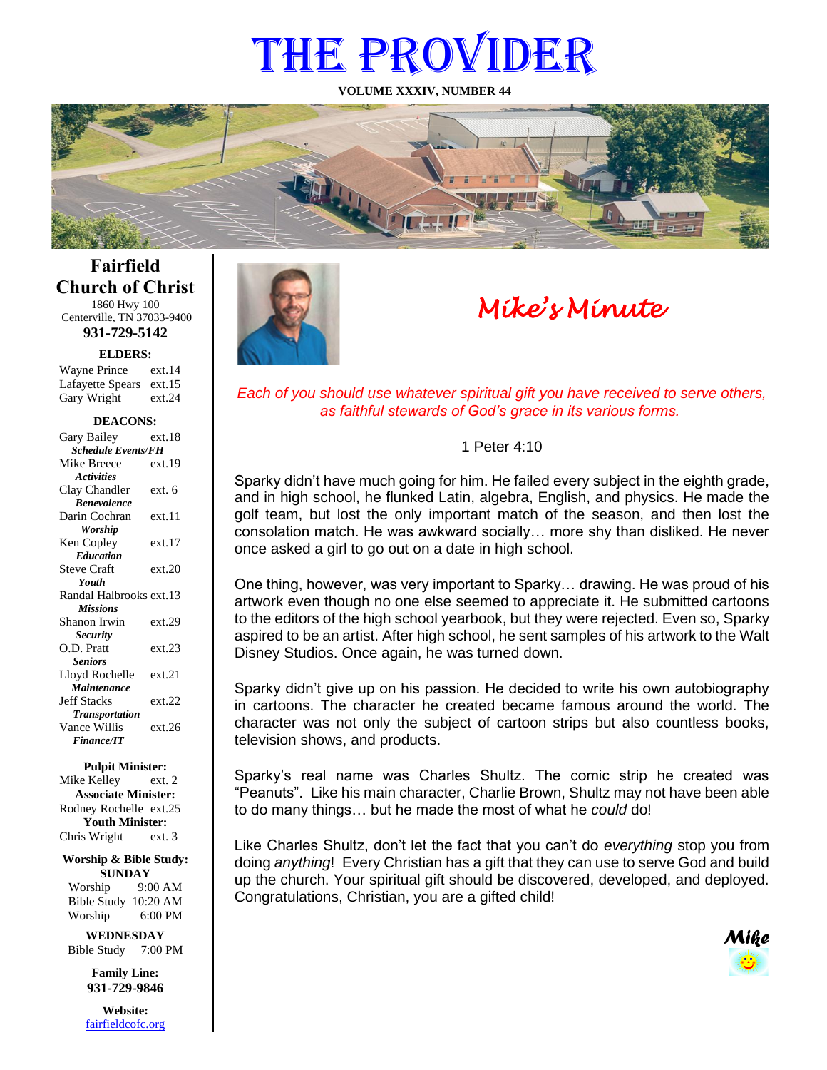# THE PROVIDER

**VOLUME XXXIV, NUMBER 44**

## Fairfield Church of Christ

1860 Hwy 100
Centerville, TN 37033-9400

**931-729-5142**

**ELDERS:**

Wayne Prince ext.14
Lafayette Spears ext.15
Gary Wright ext.24

**DEACONS:**

Gary Bailey ext.18
***Schedule Events/FH***
Mike Breece ext.19
***Activities***
Clay Chandler ext. 6
***Benevolence***
Darin Cochran ext.11
***Worship***
Ken Copley ext.17
***Education***
Steve Craft ext.20
***Youth***
Randal Halbrooks ext.13
***Missions***
Shanon Irwin ext.29
***Security***
O.D. Pratt ext.23
***Seniors***
Lloyd Rochelle ext.21
***Maintenance***
Jeff Stacks ext.22
***Transportation***
Vance Willis ext.26
***Finance/IT***

**Pulpit Minister:**
Mike Kelley ext. 2
**Associate Minister:**
Rodney Rochelle ext.25
**Youth Minister:**
Chris Wright ext. 3

**Worship & Bible Study:**
**SUNDAY**
Worship 9:00 AM
Bible Study 10:20 AM
Worship 6:00 PM

**WEDNESDAY**
Bible Study 7:00 PM

**Family Line:**
**931-729-9846**

**Website:**
fairfieldcofc.org

## *Mike's Minute*

*Each of you should use whatever spiritual gift you have received to serve others, as faithful stewards of God's grace in its various forms.*

1 Peter 4:10

Sparky didn't have much going for him. He failed every subject in the eighth grade, and in high school, he flunked Latin, algebra, English, and physics. He made the golf team, but lost the only important match of the season, and then lost the consolation match. He was awkward socially… more shy than disliked. He never once asked a girl to go out on a date in high school.

One thing, however, was very important to Sparky… drawing. He was proud of his artwork even though no one else seemed to appreciate it. He submitted cartoons to the editors of the high school yearbook, but they were rejected. Even so, Sparky aspired to be an artist. After high school, he sent samples of his artwork to the Walt Disney Studios. Once again, he was turned down.

Sparky didn't give up on his passion. He decided to write his own autobiography in cartoons. The character he created became famous around the world. The character was not only the subject of cartoon strips but also countless books, television shows, and products.

Sparky's real name was Charles Shultz. The comic strip he created was "Peanuts". Like his main character, Charlie Brown, Shultz may not have been able to do many things… but he made the most of what he *could* do!

Like Charles Shultz, don't let the fact that you can't do *everything* stop you from doing *anything*! Every Christian has a gift that they can use to serve God and build up the church. Your spiritual gift should be discovered, developed, and deployed. Congratulations, Christian, you are a gifted child!

***Mike***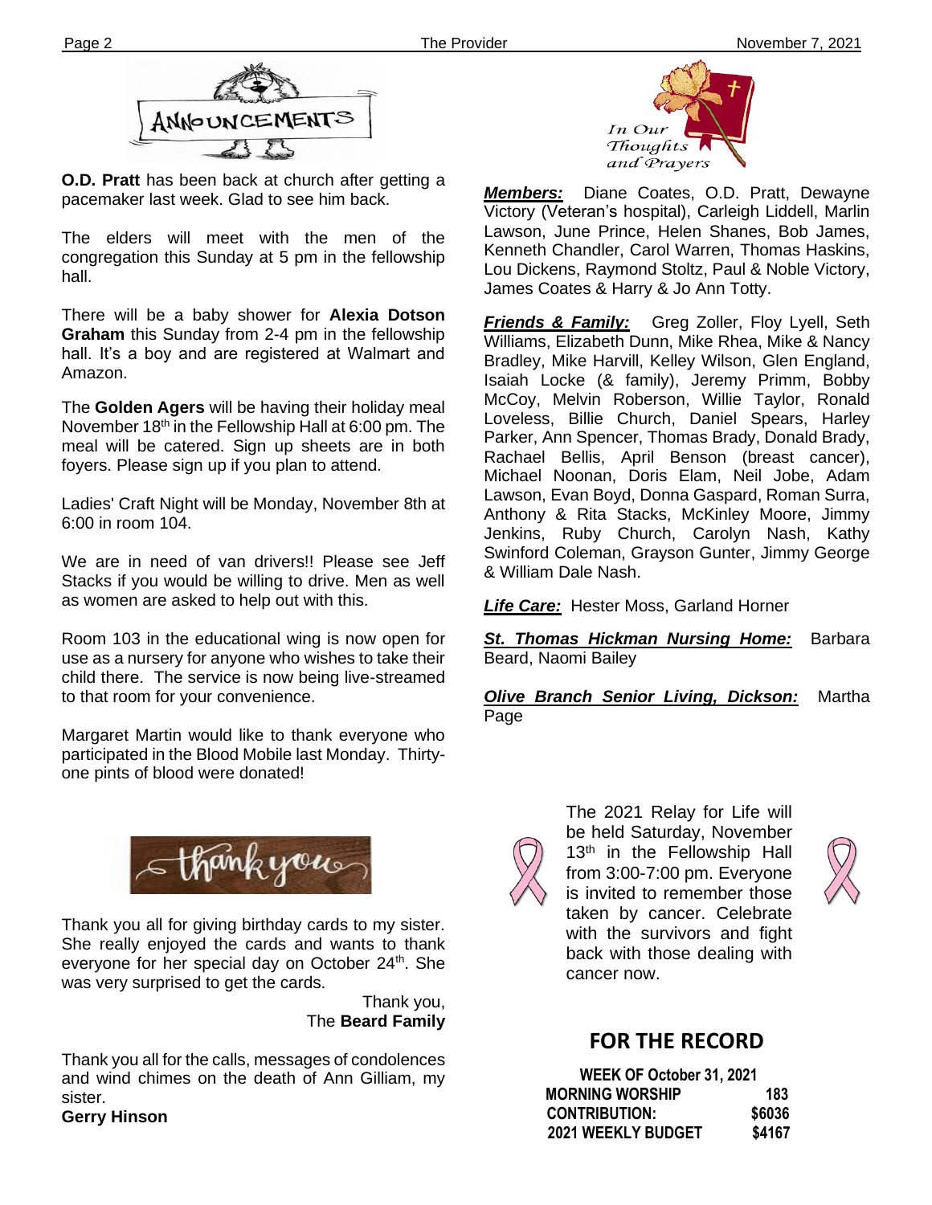## ANNOUNCEMENTS

**O.D. Pratt** has been back at church after getting a pacemaker last week. Glad to see him back.

The elders will meet with the men of the congregation this Sunday at 5 pm in the fellowship hall.

There will be a baby shower for **Alexia Dotson Graham** this Sunday from 2-4 pm in the fellowship hall. It's a boy and are registered at Walmart and Amazon.

The **Golden Agers** will be having their holiday meal November 18th in the Fellowship Hall at 6:00 pm. The meal will be catered. Sign up sheets are in both foyers. Please sign up if you plan to attend.

Ladies' Craft Night will be Monday, November 8th at 6:00 in room 104.

We are in need of van drivers!! Please see Jeff Stacks if you would be willing to drive. Men as well as women are asked to help out with this.

Room 103 in the educational wing is now open for use as a nursery for anyone who wishes to take their child there. The service is now being live-streamed to that room for your convenience.

Margaret Martin would like to thank everyone who participated in the Blood Mobile last Monday. Thirty-one pints of blood were donated!

## thank you

Thank you all for giving birthday cards to my sister. She really enjoyed the cards and wants to thank everyone for her special day on October 24th. She was very surprised to get the cards.

Thank you,
The **Beard Family**

Thank you all for the calls, messages of condolences and wind chimes on the death of Ann Gilliam, my sister.
**Gerry Hinson**

## In Our Thoughts and Prayers

***Members:*** Diane Coates, O.D. Pratt, Dewayne Victory (Veteran's hospital), Carleigh Liddell, Marlin Lawson, June Prince, Helen Shanes, Bob James, Kenneth Chandler, Carol Warren, Thomas Haskins, Lou Dickens, Raymond Stoltz, Paul & Noble Victory, James Coates & Harry & Jo Ann Totty.

***Friends & Family:*** Greg Zoller, Floy Lyell, Seth Williams, Elizabeth Dunn, Mike Rhea, Mike & Nancy Bradley, Mike Harvill, Kelley Wilson, Glen England, Isaiah Locke (& family), Jeremy Primm, Bobby McCoy, Melvin Roberson, Willie Taylor, Ronald Loveless, Billie Church, Daniel Spears, Harley Parker, Ann Spencer, Thomas Brady, Donald Brady, Rachael Bellis, April Benson (breast cancer), Michael Noonan, Doris Elam, Neil Jobe, Adam Lawson, Evan Boyd, Donna Gaspard, Roman Surra, Anthony & Rita Stacks, McKinley Moore, Jimmy Jenkins, Ruby Church, Carolyn Nash, Kathy Swinford Coleman, Grayson Gunter, Jimmy George & William Dale Nash.

***Life Care:*** Hester Moss, Garland Horner

***St. Thomas Hickman Nursing Home:*** Barbara Beard, Naomi Bailey

***Olive Branch Senior Living, Dickson:*** Martha Page

The 2021 Relay for Life will be held Saturday, November 13th in the Fellowship Hall from 3:00-7:00 pm. Everyone is invited to remember those taken by cancer. Celebrate with the survivors and fight back with those dealing with cancer now.

## FOR THE RECORD

| WEEK OF October 31, 2021 | |
|---|---|
| MORNING WORSHIP | 183 |
| CONTRIBUTION: | $6036 |
| 2021 WEEKLY BUDGET | $4167 |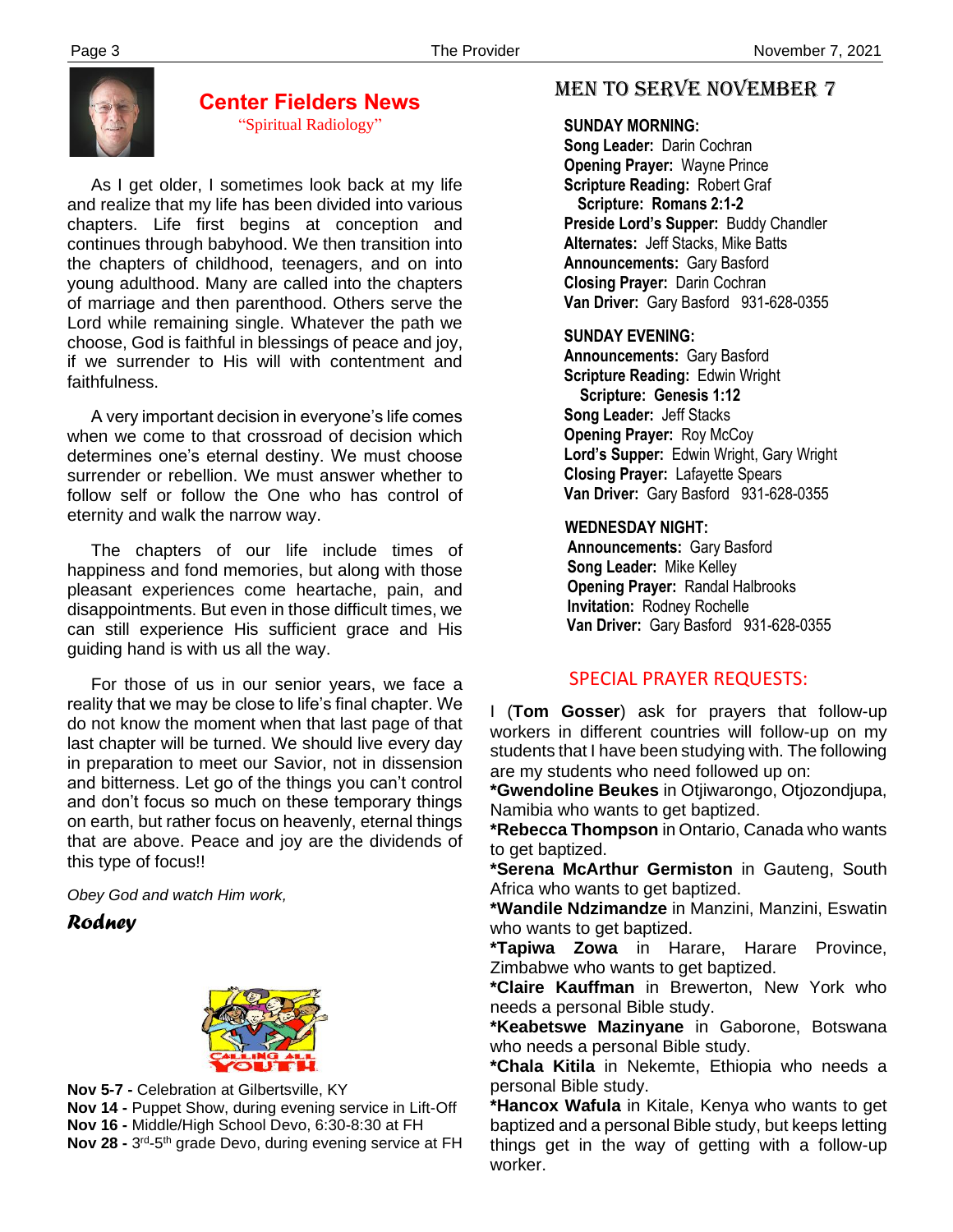## Center Fielders News

"Spiritual Radiology"

As I get older, I sometimes look back at my life and realize that my life has been divided into various chapters. Life first begins at conception and continues through babyhood. We then transition into the chapters of childhood, teenagers, and on into young adulthood. Many are called into the chapters of marriage and then parenthood. Others serve the Lord while remaining single. Whatever the path we choose, God is faithful in blessings of peace and joy, if we surrender to His will with contentment and faithfulness.

A very important decision in everyone's life comes when we come to that crossroad of decision which determines one's eternal destiny. We must choose surrender or rebellion. We must answer whether to follow self or follow the One who has control of eternity and walk the narrow way.

The chapters of our life include times of happiness and fond memories, but along with those pleasant experiences come heartache, pain, and disappointments. But even in those difficult times, we can still experience His sufficient grace and His guiding hand is with us all the way.

For those of us in our senior years, we face a reality that we may be close to life's final chapter. We do not know the moment when that last page of that last chapter will be turned. We should live every day in preparation to meet our Savior, not in dissension and bitterness. Let go of the things you can't control and don't focus so much on these temporary things on earth, but rather focus on heavenly, eternal things that are above. Peace and joy are the dividends of this type of focus!!

*Obey God and watch Him work,*

***Rodney***

CALLING ALL YOUTH

**Nov 5-7 -** Celebration at Gilbertsville, KY
**Nov 14 -** Puppet Show, during evening service in Lift-Off
**Nov 16 -** Middle/High School Devo, 6:30-8:30 at FH
**Nov 28 -** 3rd-5th grade Devo, during evening service at FH

## MEN TO SERVE NOVEMBER 7

**SUNDAY MORNING:**
**Song Leader:** Darin Cochran
**Opening Prayer:** Wayne Prince
**Scripture Reading:** Robert Graf
**Scripture: Romans 2:1-2**
**Preside Lord's Supper:** Buddy Chandler
**Alternates:** Jeff Stacks, Mike Batts
**Announcements:** Gary Basford
**Closing Prayer:** Darin Cochran
**Van Driver:** Gary Basford 931-628-0355

**SUNDAY EVENING:**
**Announcements:** Gary Basford
**Scripture Reading:** Edwin Wright
**Scripture: Genesis 1:12**
**Song Leader:** Jeff Stacks
**Opening Prayer:** Roy McCoy
**Lord's Supper:** Edwin Wright, Gary Wright
**Closing Prayer:** Lafayette Spears
**Van Driver:** Gary Basford 931-628-0355

**WEDNESDAY NIGHT:**
**Announcements:** Gary Basford
**Song Leader:** Mike Kelley
**Opening Prayer:** Randal Halbrooks
**Invitation:** Rodney Rochelle
**Van Driver:** Gary Basford 931-628-0355

## SPECIAL PRAYER REQUESTS:

I (**Tom Gosser**) ask for prayers that follow-up workers in different countries will follow-up on my students that I have been studying with. The following are my students who need followed up on:
***Gwendoline Beukes** in Otjiwarongo, Otjozondjupa, Namibia who wants to get baptized.
***Rebecca Thompson** in Ontario, Canada who wants to get baptized.
***Serena McArthur Germiston** in Gauteng, South Africa who wants to get baptized.
***Wandile Ndzimandze** in Manzini, Manzini, Eswatin who wants to get baptized.
***Tapiwa Zowa** in Harare, Harare Province, Zimbabwe who wants to get baptized.
***Claire Kauffman** in Brewerton, New York who needs a personal Bible study.
***Keabetswe Mazinyane** in Gaborone, Botswana who needs a personal Bible study.
***Chala Kitila** in Nekemte, Ethiopia who needs a personal Bible study.
***Hancox Wafula** in Kitale, Kenya who wants to get baptized and a personal Bible study, but keeps letting things get in the way of getting with a follow-up worker.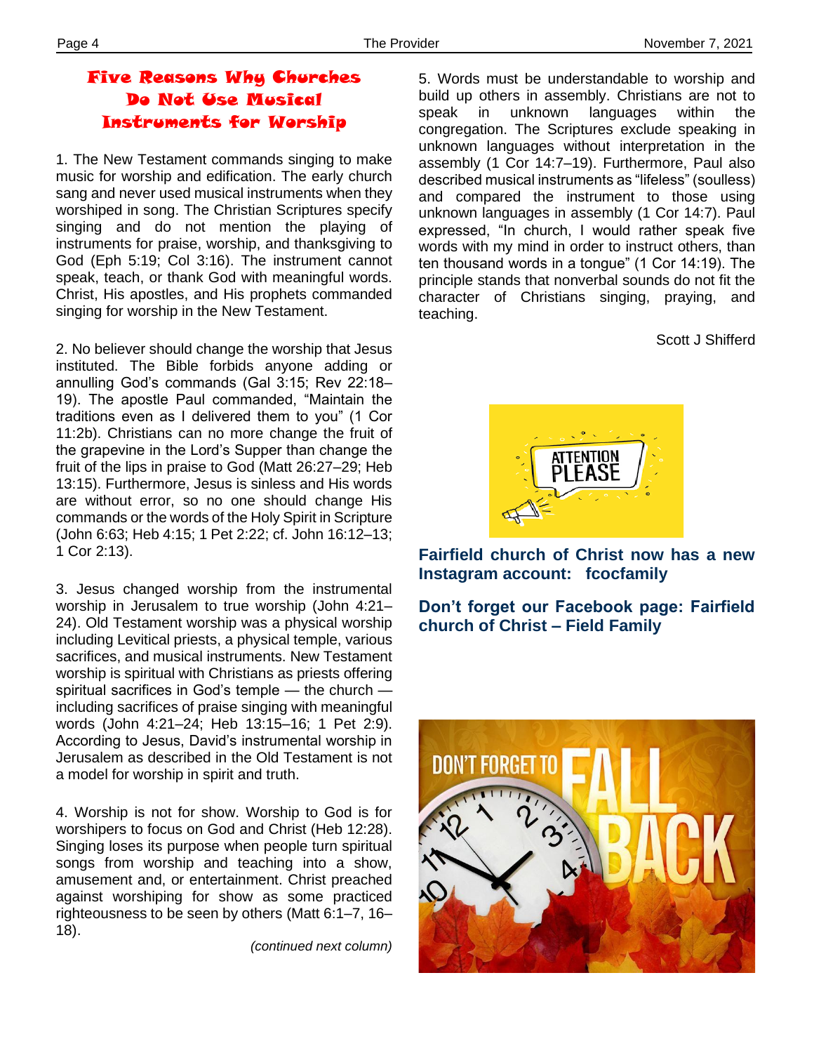# Five Reasons Why Churches Do Not Use Musical Instruments for Worship

1. The New Testament commands singing to make music for worship and edification. The early church sang and never used musical instruments when they worshiped in song. The Christian Scriptures specify singing and do not mention the playing of instruments for praise, worship, and thanksgiving to God (Eph 5:19; Col 3:16). The instrument cannot speak, teach, or thank God with meaningful words. Christ, His apostles, and His prophets commanded singing for worship in the New Testament.

2. No believer should change the worship that Jesus instituted. The Bible forbids anyone adding or annulling God's commands (Gal 3:15; Rev 22:18–19). The apostle Paul commanded, "Maintain the traditions even as I delivered them to you" (1 Cor 11:2b). Christians can no more change the fruit of the grapevine in the Lord's Supper than change the fruit of the lips in praise to God (Matt 26:27–29; Heb 13:15). Furthermore, Jesus is sinless and His words are without error, so no one should change His commands or the words of the Holy Spirit in Scripture (John 6:63; Heb 4:15; 1 Pet 2:22; cf. John 16:12–13; 1 Cor 2:13).

3. Jesus changed worship from the instrumental worship in Jerusalem to true worship (John 4:21–24). Old Testament worship was a physical worship including Levitical priests, a physical temple, various sacrifices, and musical instruments. New Testament worship is spiritual with Christians as priests offering spiritual sacrifices in God's temple — the church — including sacrifices of praise singing with meaningful words (John 4:21–24; Heb 13:15–16; 1 Pet 2:9). According to Jesus, David's instrumental worship in Jerusalem as described in the Old Testament is not a model for worship in spirit and truth.

4. Worship is not for show. Worship to God is for worshipers to focus on God and Christ (Heb 12:28). Singing loses its purpose when people turn spiritual songs from worship and teaching into a show, amusement and, or entertainment. Christ preached against worshiping for show as some practiced righteousness to be seen by others (Matt 6:1–7, 16–18).

*(continued next column)*

5. Words must be understandable to worship and build up others in assembly. Christians are not to speak in unknown languages within the congregation. The Scriptures exclude speaking in unknown languages without interpretation in the assembly (1 Cor 14:7–19). Furthermore, Paul also described musical instruments as "lifeless" (soulless) and compared the instrument to those using unknown languages in assembly (1 Cor 14:7). Paul expressed, "In church, I would rather speak five words with my mind in order to instruct others, than ten thousand words in a tongue" (1 Cor 14:19). The principle stands that nonverbal sounds do not fit the character of Christians singing, praying, and teaching.

Scott J Shifferd

ATTENTION PLEASE

**Fairfield church of Christ now has a new Instagram account: fcocfamily**

**Don't forget our Facebook page: Fairfield church of Christ – Field Family**

DON'T FORGET TO FALL BACK